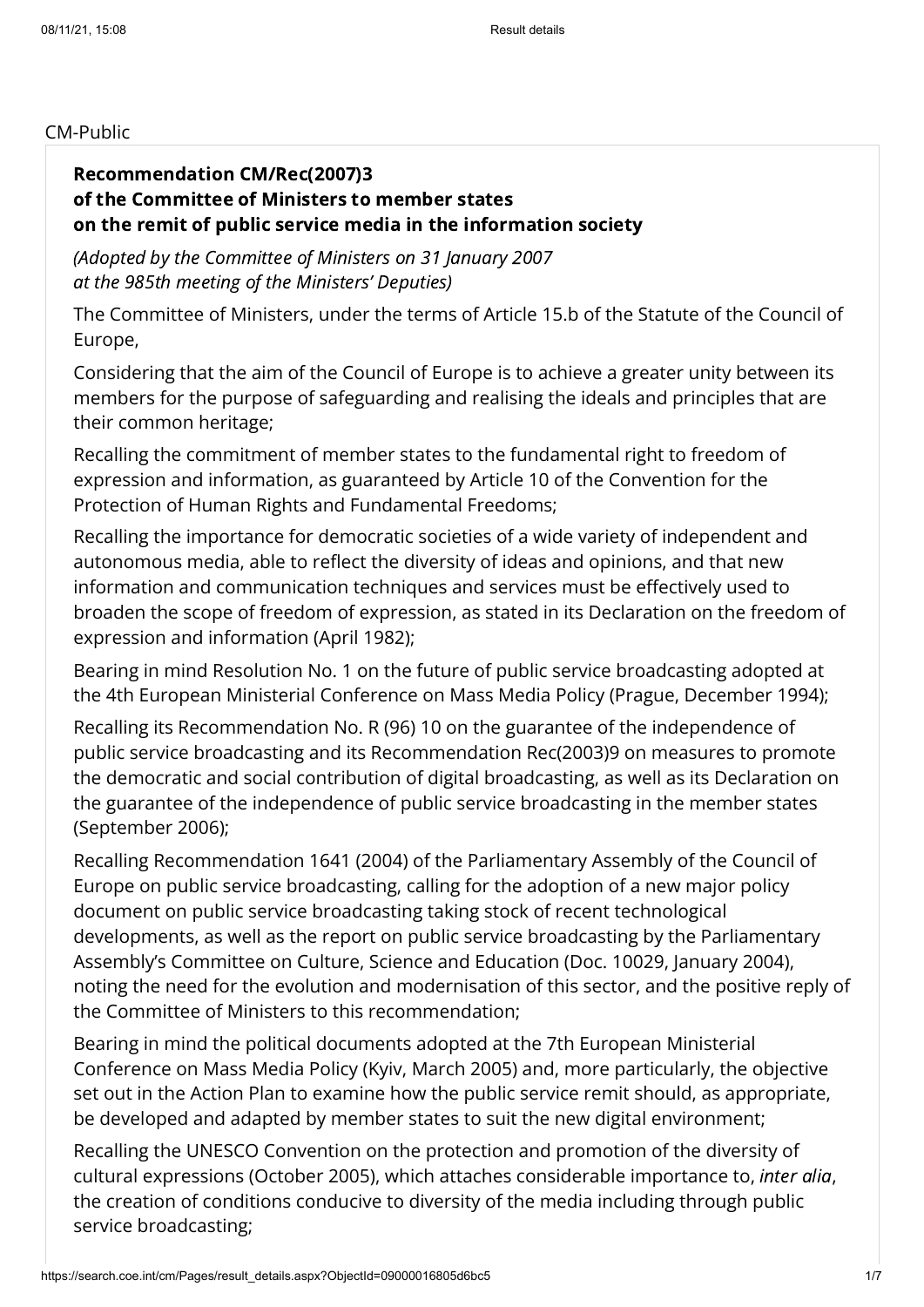CM-Public

**Recommendation CM/Rec(2007)3**
**of the Committee of Ministers to member states**
**on the remit of public service media in the information society**

*(Adopted by the Committee of Ministers on 31 January 2007*
*at the 985th meeting of the Ministers' Deputies)*

The Committee of Ministers, under the terms of Article 15.b of the Statute of the Council of Europe,

Considering that the aim of the Council of Europe is to achieve a greater unity between its members for the purpose of safeguarding and realising the ideals and principles that are their common heritage;

Recalling the commitment of member states to the fundamental right to freedom of expression and information, as guaranteed by Article 10 of the Convention for the Protection of Human Rights and Fundamental Freedoms;

Recalling the importance for democratic societies of a wide variety of independent and autonomous media, able to reflect the diversity of ideas and opinions, and that new information and communication techniques and services must be effectively used to broaden the scope of freedom of expression, as stated in its Declaration on the freedom of expression and information (April 1982);

Bearing in mind Resolution No. 1 on the future of public service broadcasting adopted at the 4th European Ministerial Conference on Mass Media Policy (Prague, December 1994);

Recalling its Recommendation No. R (96) 10 on the guarantee of the independence of public service broadcasting and its Recommendation Rec(2003)9 on measures to promote the democratic and social contribution of digital broadcasting, as well as its Declaration on the guarantee of the independence of public service broadcasting in the member states (September 2006);

Recalling Recommendation 1641 (2004) of the Parliamentary Assembly of the Council of Europe on public service broadcasting, calling for the adoption of a new major policy document on public service broadcasting taking stock of recent technological developments, as well as the report on public service broadcasting by the Parliamentary Assembly's Committee on Culture, Science and Education (Doc. 10029, January 2004), noting the need for the evolution and modernisation of this sector, and the positive reply of the Committee of Ministers to this recommendation;

Bearing in mind the political documents adopted at the 7th European Ministerial Conference on Mass Media Policy (Kyiv, March 2005) and, more particularly, the objective set out in the Action Plan to examine how the public service remit should, as appropriate, be developed and adapted by member states to suit the new digital environment;

Recalling the UNESCO Convention on the protection and promotion of the diversity of cultural expressions (October 2005), which attaches considerable importance to, *inter alia*, the creation of conditions conducive to diversity of the media including through public service broadcasting;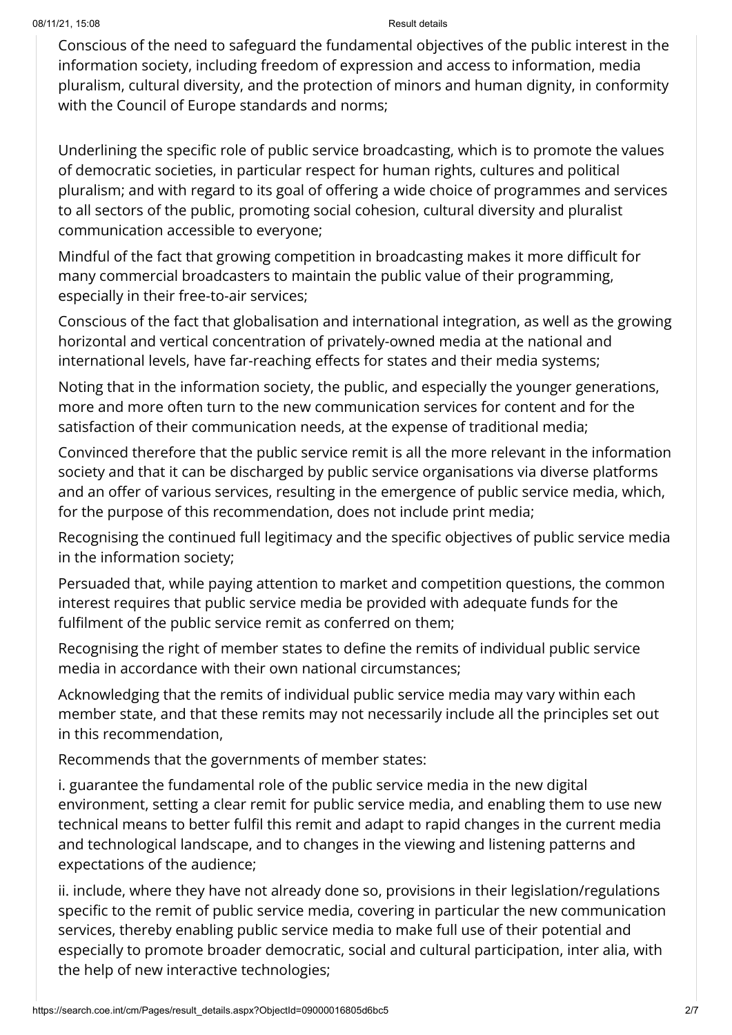Conscious of the need to safeguard the fundamental objectives of the public interest in the information society, including freedom of expression and access to information, media pluralism, cultural diversity, and the protection of minors and human dignity, in conformity with the Council of Europe standards and norms;

Underlining the specific role of public service broadcasting, which is to promote the values of democratic societies, in particular respect for human rights, cultures and political pluralism; and with regard to its goal of offering a wide choice of programmes and services to all sectors of the public, promoting social cohesion, cultural diversity and pluralist communication accessible to everyone;

Mindful of the fact that growing competition in broadcasting makes it more difficult for many commercial broadcasters to maintain the public value of their programming, especially in their free-to-air services;

Conscious of the fact that globalisation and international integration, as well as the growing horizontal and vertical concentration of privately-owned media at the national and international levels, have far-reaching effects for states and their media systems;

Noting that in the information society, the public, and especially the younger generations, more and more often turn to the new communication services for content and for the satisfaction of their communication needs, at the expense of traditional media;

Convinced therefore that the public service remit is all the more relevant in the information society and that it can be discharged by public service organisations via diverse platforms and an offer of various services, resulting in the emergence of public service media, which, for the purpose of this recommendation, does not include print media;

Recognising the continued full legitimacy and the specific objectives of public service media in the information society;

Persuaded that, while paying attention to market and competition questions, the common interest requires that public service media be provided with adequate funds for the fulfilment of the public service remit as conferred on them;

Recognising the right of member states to define the remits of individual public service media in accordance with their own national circumstances;

Acknowledging that the remits of individual public service media may vary within each member state, and that these remits may not necessarily include all the principles set out in this recommendation,

Recommends that the governments of member states:

i. guarantee the fundamental role of the public service media in the new digital environment, setting a clear remit for public service media, and enabling them to use new technical means to better fulfil this remit and adapt to rapid changes in the current media and technological landscape, and to changes in the viewing and listening patterns and expectations of the audience;

ii. include, where they have not already done so, provisions in their legislation/regulations specific to the remit of public service media, covering in particular the new communication services, thereby enabling public service media to make full use of their potential and especially to promote broader democratic, social and cultural participation, inter alia, with the help of new interactive technologies;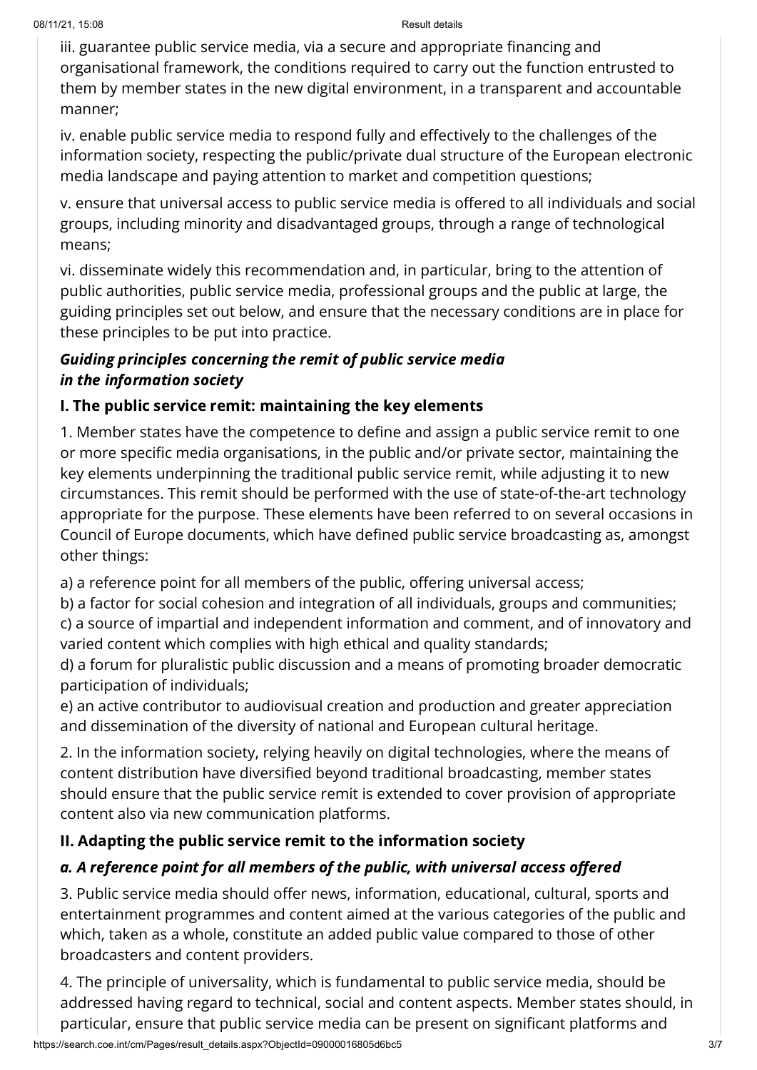iii. guarantee public service media, via a secure and appropriate financing and organisational framework, the conditions required to carry out the function entrusted to them by member states in the new digital environment, in a transparent and accountable manner;

iv. enable public service media to respond fully and effectively to the challenges of the information society, respecting the public/private dual structure of the European electronic media landscape and paying attention to market and competition questions;

v. ensure that universal access to public service media is offered to all individuals and social groups, including minority and disadvantaged groups, through a range of technological means;

vi. disseminate widely this recommendation and, in particular, bring to the attention of public authorities, public service media, professional groups and the public at large, the guiding principles set out below, and ensure that the necessary conditions are in place for these principles to be put into practice.

### *Guiding principles concerning the remit of public service media in the information society*

#### I. The public service remit: maintaining the key elements

1. Member states have the competence to define and assign a public service remit to one or more specific media organisations, in the public and/or private sector, maintaining the key elements underpinning the traditional public service remit, while adjusting it to new circumstances. This remit should be performed with the use of state-of-the-art technology appropriate for the purpose. These elements have been referred to on several occasions in Council of Europe documents, which have defined public service broadcasting as, amongst other things:

a) a reference point for all members of the public, offering universal access;
b) a factor for social cohesion and integration of all individuals, groups and communities;
c) a source of impartial and independent information and comment, and of innovatory and varied content which complies with high ethical and quality standards;
d) a forum for pluralistic public discussion and a means of promoting broader democratic participation of individuals;
e) an active contributor to audiovisual creation and production and greater appreciation and dissemination of the diversity of national and European cultural heritage.

2. In the information society, relying heavily on digital technologies, where the means of content distribution have diversified beyond traditional broadcasting, member states should ensure that the public service remit is extended to cover provision of appropriate content also via new communication platforms.

#### II. Adapting the public service remit to the information society

#### *a. A reference point for all members of the public, with universal access offered*

3. Public service media should offer news, information, educational, cultural, sports and entertainment programmes and content aimed at the various categories of the public and which, taken as a whole, constitute an added public value compared to those of other broadcasters and content providers.

4. The principle of universality, which is fundamental to public service media, should be addressed having regard to technical, social and content aspects. Member states should, in particular, ensure that public service media can be present on significant platforms and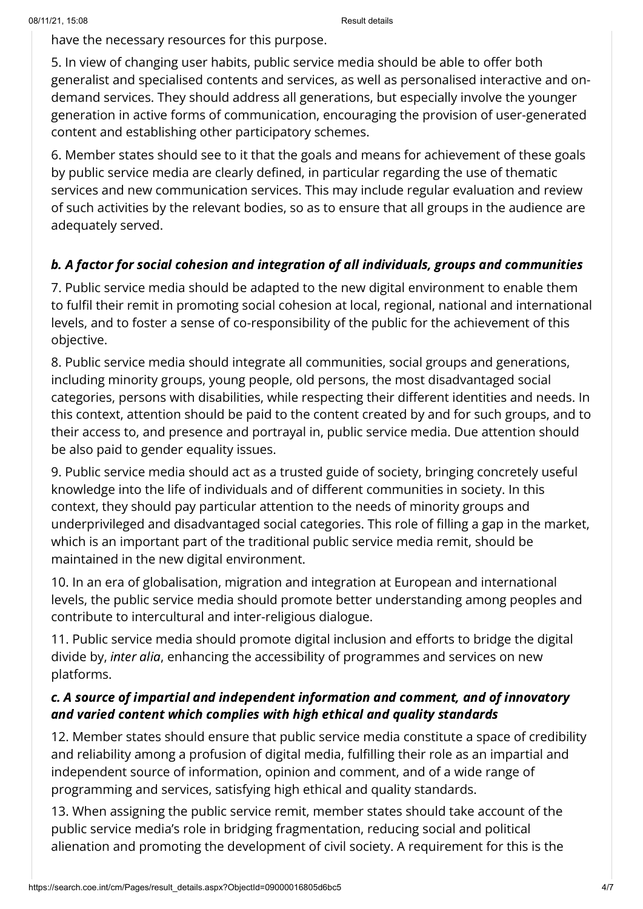have the necessary resources for this purpose.

5. In view of changing user habits, public service media should be able to offer both generalist and specialised contents and services, as well as personalised interactive and on-demand services. They should address all generations, but especially involve the younger generation in active forms of communication, encouraging the provision of user-generated content and establishing other participatory schemes.

6. Member states should see to it that the goals and means for achievement of these goals by public service media are clearly defined, in particular regarding the use of thematic services and new communication services. This may include regular evaluation and review of such activities by the relevant bodies, so as to ensure that all groups in the audience are adequately served.

### *b. A factor for social cohesion and integration of all individuals, groups and communities*

7. Public service media should be adapted to the new digital environment to enable them to fulfil their remit in promoting social cohesion at local, regional, national and international levels, and to foster a sense of co-responsibility of the public for the achievement of this objective.

8. Public service media should integrate all communities, social groups and generations, including minority groups, young people, old persons, the most disadvantaged social categories, persons with disabilities, while respecting their different identities and needs. In this context, attention should be paid to the content created by and for such groups, and to their access to, and presence and portrayal in, public service media. Due attention should be also paid to gender equality issues.

9. Public service media should act as a trusted guide of society, bringing concretely useful knowledge into the life of individuals and of different communities in society. In this context, they should pay particular attention to the needs of minority groups and underprivileged and disadvantaged social categories. This role of filling a gap in the market, which is an important part of the traditional public service media remit, should be maintained in the new digital environment.

10. In an era of globalisation, migration and integration at European and international levels, the public service media should promote better understanding among peoples and contribute to intercultural and inter-religious dialogue.

11. Public service media should promote digital inclusion and efforts to bridge the digital divide by, *inter alia*, enhancing the accessibility of programmes and services on new platforms.

### *c. A source of impartial and independent information and comment, and of innovatory and varied content which complies with high ethical and quality standards*

12. Member states should ensure that public service media constitute a space of credibility and reliability among a profusion of digital media, fulfilling their role as an impartial and independent source of information, opinion and comment, and of a wide range of programming and services, satisfying high ethical and quality standards.

13. When assigning the public service remit, member states should take account of the public service media's role in bridging fragmentation, reducing social and political alienation and promoting the development of civil society. A requirement for this is the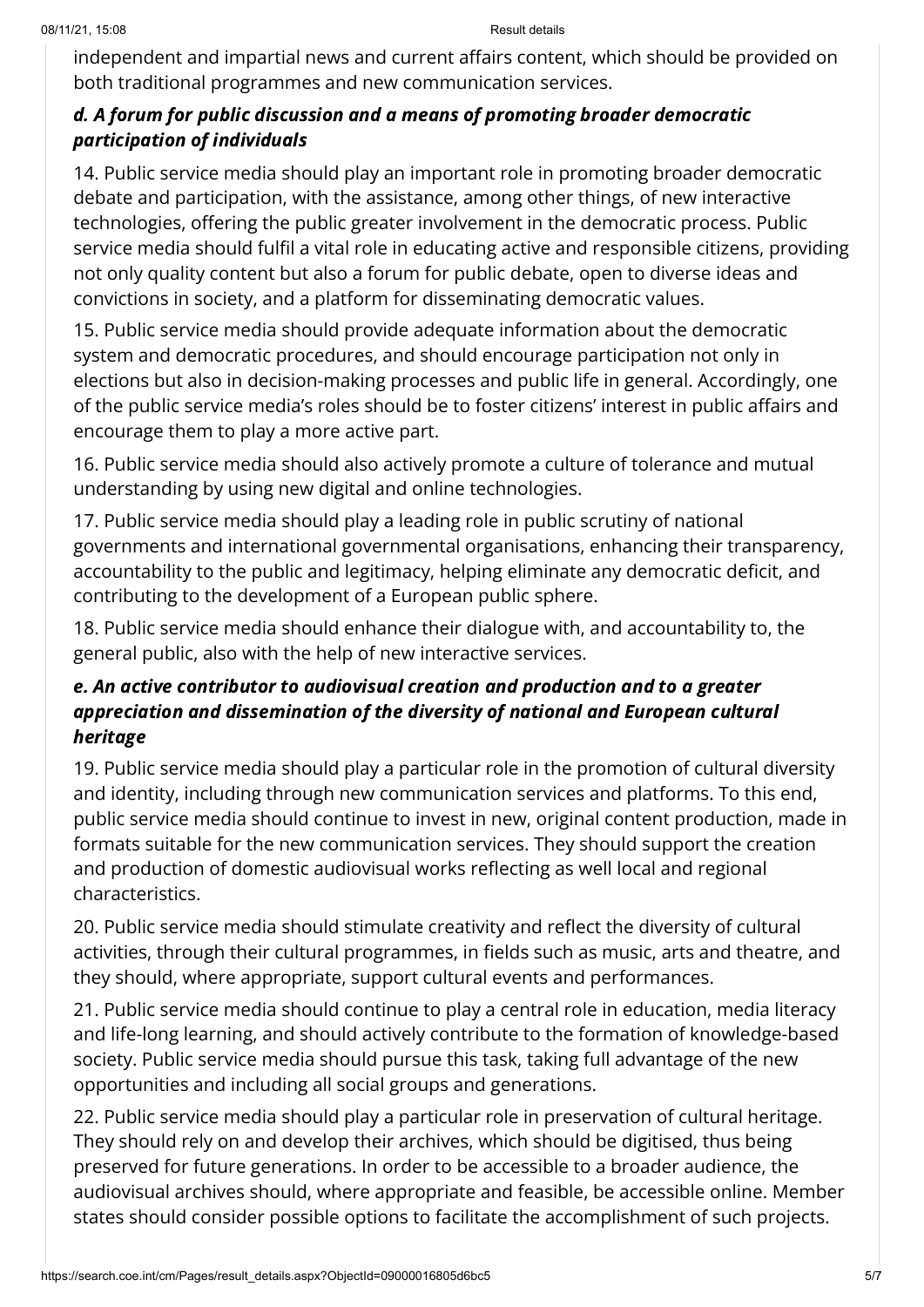independent and impartial news and current affairs content, which should be provided on both traditional programmes and new communication services.

### *d. A forum for public discussion and a means of promoting broader democratic participation of individuals*

14. Public service media should play an important role in promoting broader democratic debate and participation, with the assistance, among other things, of new interactive technologies, offering the public greater involvement in the democratic process. Public service media should fulfil a vital role in educating active and responsible citizens, providing not only quality content but also a forum for public debate, open to diverse ideas and convictions in society, and a platform for disseminating democratic values.

15. Public service media should provide adequate information about the democratic system and democratic procedures, and should encourage participation not only in elections but also in decision-making processes and public life in general. Accordingly, one of the public service media's roles should be to foster citizens' interest in public affairs and encourage them to play a more active part.

16. Public service media should also actively promote a culture of tolerance and mutual understanding by using new digital and online technologies.

17. Public service media should play a leading role in public scrutiny of national governments and international governmental organisations, enhancing their transparency, accountability to the public and legitimacy, helping eliminate any democratic deficit, and contributing to the development of a European public sphere.

18. Public service media should enhance their dialogue with, and accountability to, the general public, also with the help of new interactive services.

### *e. An active contributor to audiovisual creation and production and to a greater appreciation and dissemination of the diversity of national and European cultural heritage*

19. Public service media should play a particular role in the promotion of cultural diversity and identity, including through new communication services and platforms. To this end, public service media should continue to invest in new, original content production, made in formats suitable for the new communication services. They should support the creation and production of domestic audiovisual works reflecting as well local and regional characteristics.

20. Public service media should stimulate creativity and reflect the diversity of cultural activities, through their cultural programmes, in fields such as music, arts and theatre, and they should, where appropriate, support cultural events and performances.

21. Public service media should continue to play a central role in education, media literacy and life-long learning, and should actively contribute to the formation of knowledge-based society. Public service media should pursue this task, taking full advantage of the new opportunities and including all social groups and generations.

22. Public service media should play a particular role in preservation of cultural heritage. They should rely on and develop their archives, which should be digitised, thus being preserved for future generations. In order to be accessible to a broader audience, the audiovisual archives should, where appropriate and feasible, be accessible online. Member states should consider possible options to facilitate the accomplishment of such projects.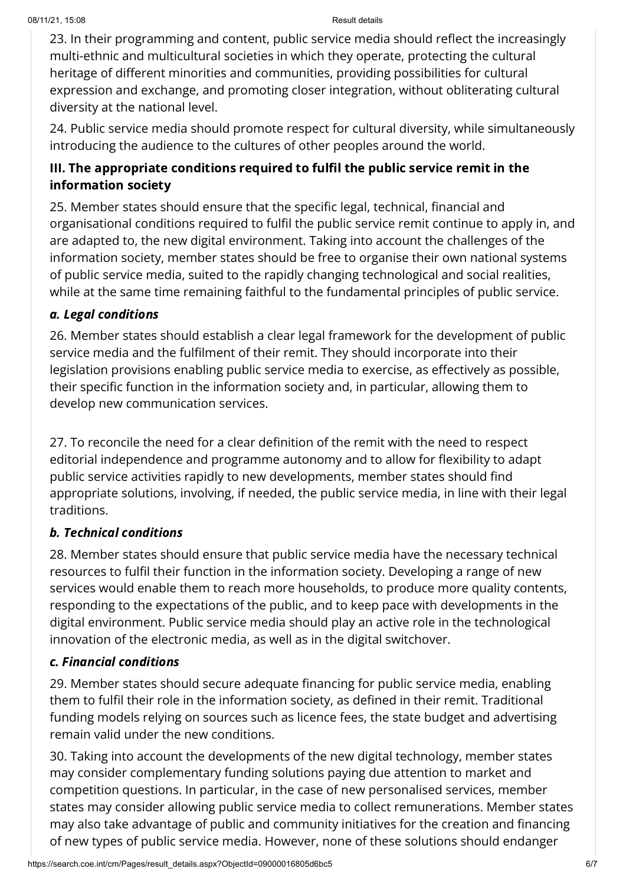23. In their programming and content, public service media should reflect the increasingly multi-ethnic and multicultural societies in which they operate, protecting the cultural heritage of different minorities and communities, providing possibilities for cultural expression and exchange, and promoting closer integration, without obliterating cultural diversity at the national level.

24. Public service media should promote respect for cultural diversity, while simultaneously introducing the audience to the cultures of other peoples around the world.

### III. The appropriate conditions required to fulfil the public service remit in the information society

25. Member states should ensure that the specific legal, technical, financial and organisational conditions required to fulfil the public service remit continue to apply in, and are adapted to, the new digital environment. Taking into account the challenges of the information society, member states should be free to organise their own national systems of public service media, suited to the rapidly changing technological and social realities, while at the same time remaining faithful to the fundamental principles of public service.

#### *a. Legal conditions*

26. Member states should establish a clear legal framework for the development of public service media and the fulfilment of their remit. They should incorporate into their legislation provisions enabling public service media to exercise, as effectively as possible, their specific function in the information society and, in particular, allowing them to develop new communication services.

27. To reconcile the need for a clear definition of the remit with the need to respect editorial independence and programme autonomy and to allow for flexibility to adapt public service activities rapidly to new developments, member states should find appropriate solutions, involving, if needed, the public service media, in line with their legal traditions.

#### *b. Technical conditions*

28. Member states should ensure that public service media have the necessary technical resources to fulfil their function in the information society. Developing a range of new services would enable them to reach more households, to produce more quality contents, responding to the expectations of the public, and to keep pace with developments in the digital environment. Public service media should play an active role in the technological innovation of the electronic media, as well as in the digital switchover.

#### *c. Financial conditions*

29. Member states should secure adequate financing for public service media, enabling them to fulfil their role in the information society, as defined in their remit. Traditional funding models relying on sources such as licence fees, the state budget and advertising remain valid under the new conditions.

30. Taking into account the developments of the new digital technology, member states may consider complementary funding solutions paying due attention to market and competition questions. In particular, in the case of new personalised services, member states may consider allowing public service media to collect remunerations. Member states may also take advantage of public and community initiatives for the creation and financing of new types of public service media. However, none of these solutions should endanger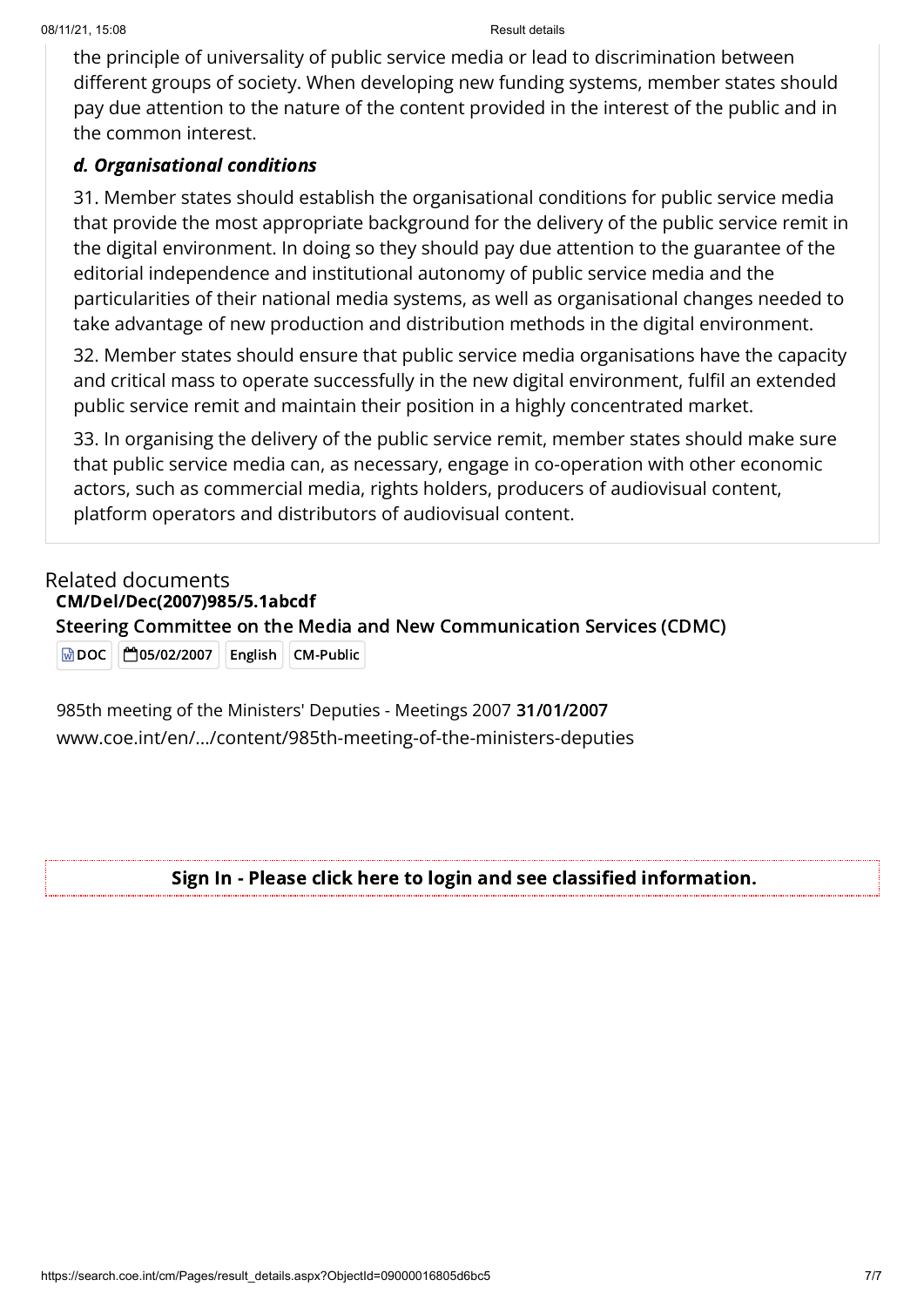the principle of universality of public service media or lead to discrimination between different groups of society. When developing new funding systems, member states should pay due attention to the nature of the content provided in the interest of the public and in the common interest.

***d. Organisational conditions***

31. Member states should establish the organisational conditions for public service media that provide the most appropriate background for the delivery of the public service remit in the digital environment. In doing so they should pay due attention to the guarantee of the editorial independence and institutional autonomy of public service media and the particularities of their national media systems, as well as organisational changes needed to take advantage of new production and distribution methods in the digital environment.

32. Member states should ensure that public service media organisations have the capacity and critical mass to operate successfully in the new digital environment, fulfil an extended public service remit and maintain their position in a highly concentrated market.

33. In organising the delivery of the public service remit, member states should make sure that public service media can, as necessary, engage in co-operation with other economic actors, such as commercial media, rights holders, producers of audiovisual content, platform operators and distributors of audiovisual content.

## Related documents

**CM/Del/Dec(2007)985/5.1abcdf**

Steering Committee on the Media and New Communication Services (CDMC)

DOC | 05/02/2007 | English | CM-Public

985th meeting of the Ministers' Deputies - Meetings 2007 **31/01/2007**
www.coe.int/en/.../content/985th-meeting-of-the-ministers-deputies

**Sign In - Please click here to login and see classified information.**